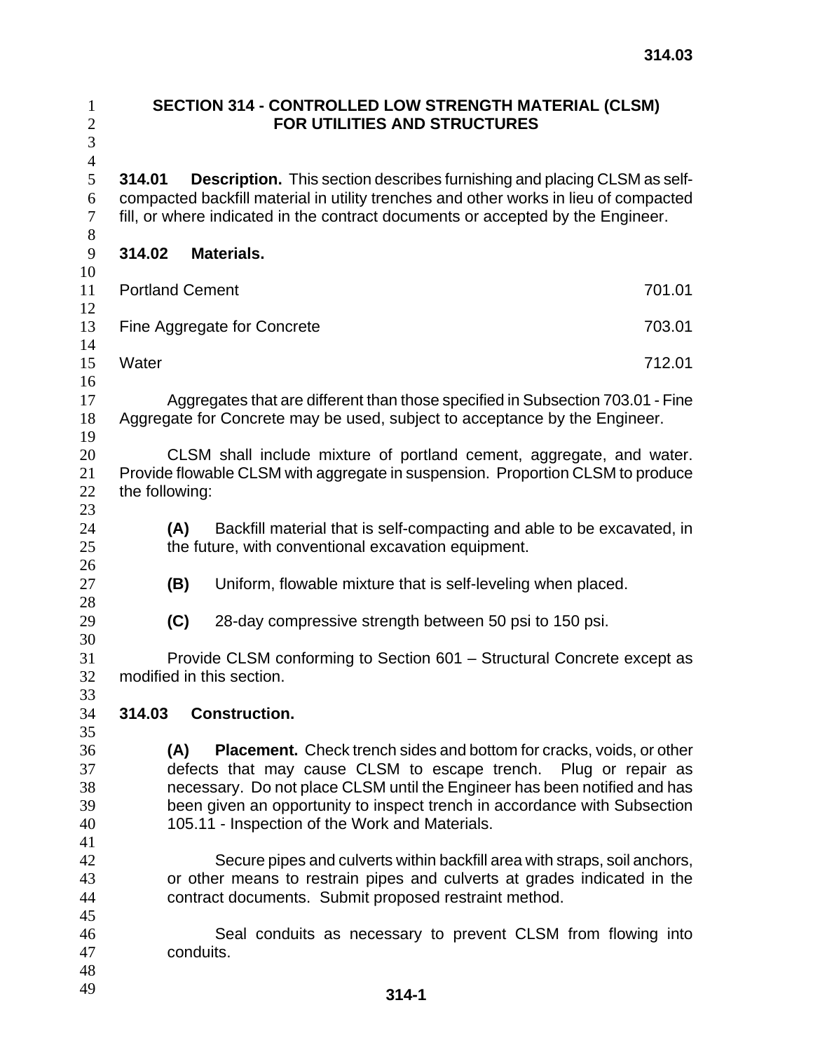# SECTION 314 - CONTROLLED LOW STRENGTH MATERIAL (CLSM) FOR UTILITIES AND STRUCTURES

**314.01 Description.** This section describes furnishing and placing CLSM as self-compacted backfill material in utility trenches and other works in lieu of compacted fill, or where indicated in the contract documents or accepted by the Engineer.

**314.02 Materials.**

| | |
|---|---|
| Portland Cement | 701.01 |
| Fine Aggregate for Concrete | 703.01 |
| Water | 712.01 |

Aggregates that are different than those specified in Subsection 703.01 - Fine Aggregate for Concrete may be used, subject to acceptance by the Engineer.

CLSM shall include mixture of portland cement, aggregate, and water. Provide flowable CLSM with aggregate in suspension. Proportion CLSM to produce the following:

**(A)** Backfill material that is self-compacting and able to be excavated, in the future, with conventional excavation equipment.

**(B)** Uniform, flowable mixture that is self-leveling when placed.

**(C)** 28-day compressive strength between 50 psi to 150 psi.

Provide CLSM conforming to Section 601 – Structural Concrete except as modified in this section.

**314.03 Construction.**

**(A) Placement.** Check trench sides and bottom for cracks, voids, or other defects that may cause CLSM to escape trench. Plug or repair as necessary. Do not place CLSM until the Engineer has been notified and has been given an opportunity to inspect trench in accordance with Subsection 105.11 - Inspection of the Work and Materials.

Secure pipes and culverts within backfill area with straps, soil anchors, or other means to restrain pipes and culverts at grades indicated in the contract documents. Submit proposed restraint method.

Seal conduits as necessary to prevent CLSM from flowing into conduits.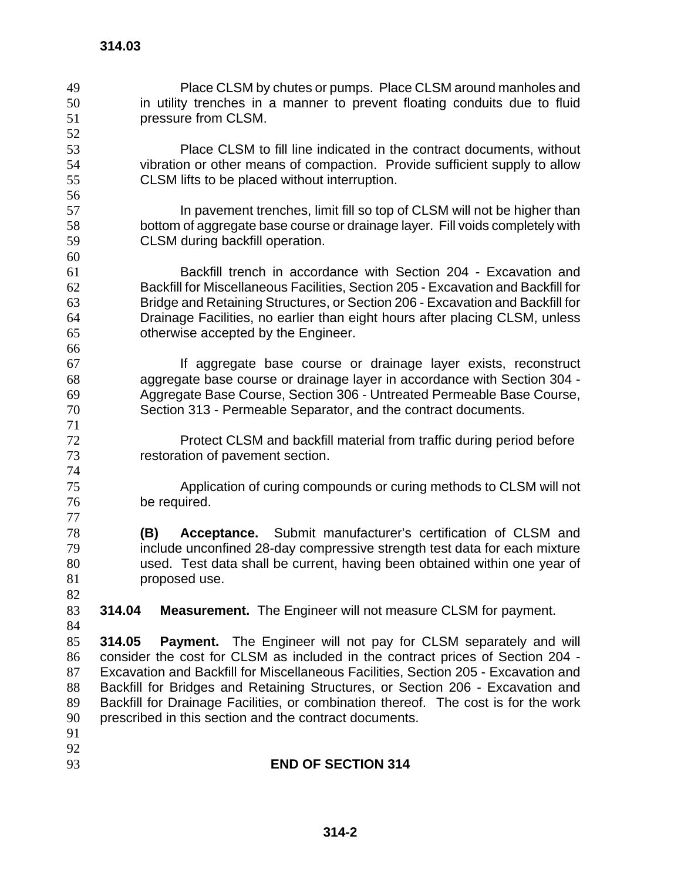Place CLSM by chutes or pumps. Place CLSM around manholes and in utility trenches in a manner to prevent floating conduits due to fluid pressure from CLSM.

Place CLSM to fill line indicated in the contract documents, without vibration or other means of compaction. Provide sufficient supply to allow CLSM lifts to be placed without interruption.

In pavement trenches, limit fill so top of CLSM will not be higher than bottom of aggregate base course or drainage layer. Fill voids completely with CLSM during backfill operation.

Backfill trench in accordance with Section 204 - Excavation and Backfill for Miscellaneous Facilities, Section 205 - Excavation and Backfill for Bridge and Retaining Structures, or Section 206 - Excavation and Backfill for Drainage Facilities, no earlier than eight hours after placing CLSM, unless otherwise accepted by the Engineer.

If aggregate base course or drainage layer exists, reconstruct aggregate base course or drainage layer in accordance with Section 304 - Aggregate Base Course, Section 306 - Untreated Permeable Base Course, Section 313 - Permeable Separator, and the contract documents.

Protect CLSM and backfill material from traffic during period before restoration of pavement section.

Application of curing compounds or curing methods to CLSM will not be required.

**(B) Acceptance.** Submit manufacturer's certification of CLSM and include unconfined 28-day compressive strength test data for each mixture used. Test data shall be current, having been obtained within one year of proposed use.

**314.04 Measurement.** The Engineer will not measure CLSM for payment.

**314.05 Payment.** The Engineer will not pay for CLSM separately and will consider the cost for CLSM as included in the contract prices of Section 204 - Excavation and Backfill for Miscellaneous Facilities, Section 205 - Excavation and Backfill for Bridges and Retaining Structures, or Section 206 - Excavation and Backfill for Drainage Facilities, or combination thereof. The cost is for the work prescribed in this section and the contract documents.

**END OF SECTION 314**